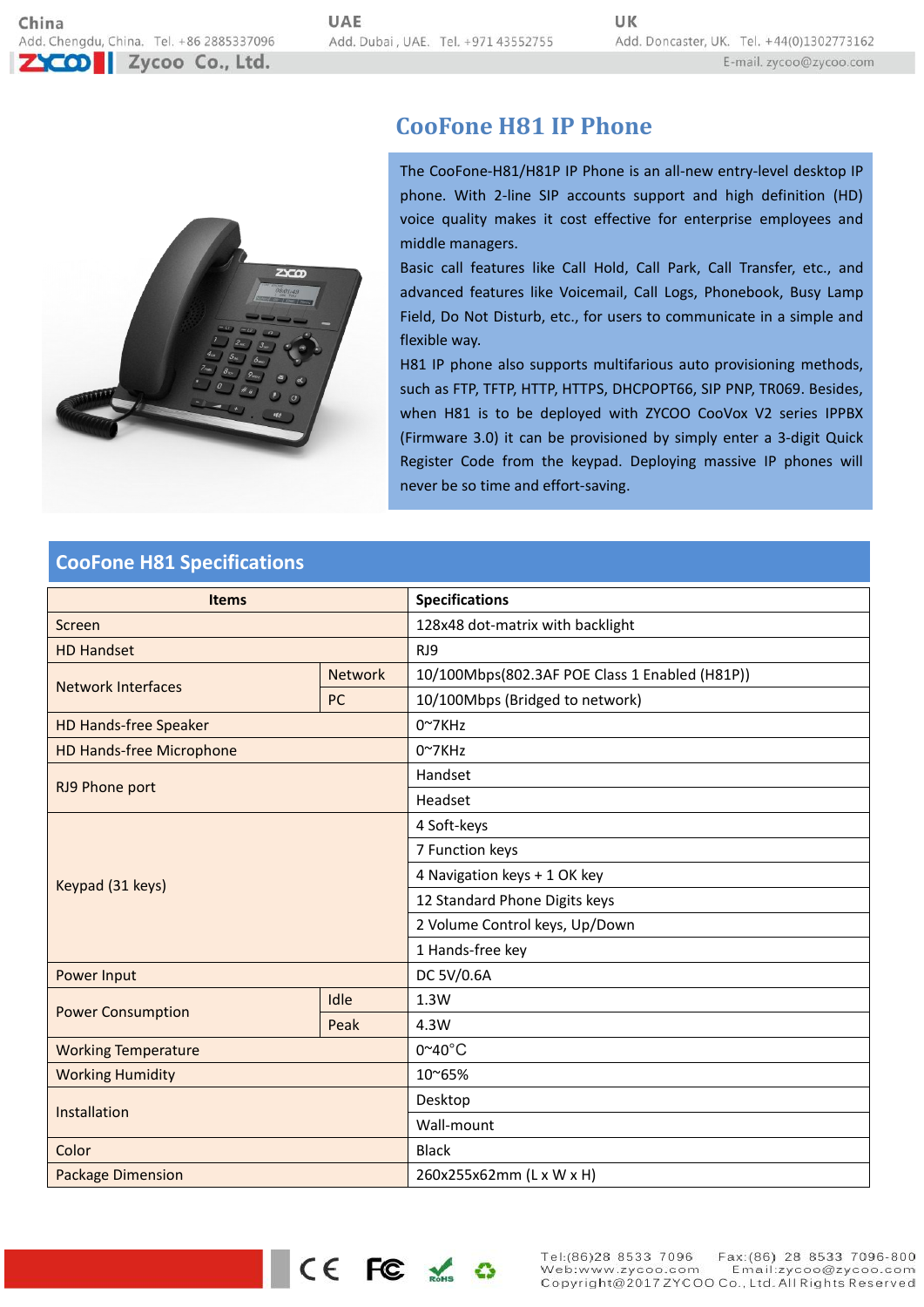China
Add. Chengdu, China. Tel. +86 2885337096

UAE
Add. Dubai, UAE. Tel. +971 43552755

UK
Add. Doncaster, UK. Tel. +44(0)1302773162

Zycoo Co., Ltd.

E-mail. zycoo@zycoo.com

# CooFone H81 IP Phone

The CooFone-H81/H81P IP Phone is an all-new entry-level desktop IP phone. With 2-line SIP accounts support and high definition (HD) voice quality makes it cost effective for enterprise employees and middle managers.

Basic call features like Call Hold, Call Park, Call Transfer, etc., and advanced features like Voicemail, Call Logs, Phonebook, Busy Lamp Field, Do Not Disturb, etc., for users to communicate in a simple and flexible way.

H81 IP phone also supports multifarious auto provisioning methods, such as FTP, TFTP, HTTP, HTTPS, DHCPOPT66, SIP PNP, TR069. Besides, when H81 is to be deployed with ZYCOO CooVox V2 series IPPBX (Firmware 3.0) it can be provisioned by simply enter a 3-digit Quick Register Code from the keypad. Deploying massive IP phones will never be so time and effort-saving.

## CooFone H81 Specifications

| Items | | Specifications |
|---|---|---|
| Screen | | 128x48 dot-matrix with backlight |
| HD Handset | | RJ9 |
| Network Interfaces | Network | 10/100Mbps(802.3AF POE Class 1 Enabled (H81P)) |
| | PC | 10/100Mbps (Bridged to network) |
| HD Hands-free Speaker | | 0~7KHz |
| HD Hands-free Microphone | | 0~7KHz |
| RJ9 Phone port | | Handset |
| | | Headset |
| Keypad (31 keys) | | 4 Soft-keys |
| | | 7 Function keys |
| | | 4 Navigation keys + 1 OK key |
| | | 12 Standard Phone Digits keys |
| | | 2 Volume Control keys, Up/Down |
| | | 1 Hands-free key |
| Power Input | | DC 5V/0.6A |
| Power Consumption | Idle | 1.3W |
| | Peak | 4.3W |
| Working Temperature | | 0~40°C |
| Working Humidity | | 10~65% |
| Installation | | Desktop |
| | | Wall-mount |
| Color | | Black |
| Package Dimension | | 260x255x62mm (L x W x H) |

Tel:(86)28 8533 7096 Fax:(86) 28 8533 7096-800
Web:www.zycoo.com Email:zycoo@zycoo.com
Copyright@2017 ZYCOO Co., Ltd. All Rights Reserved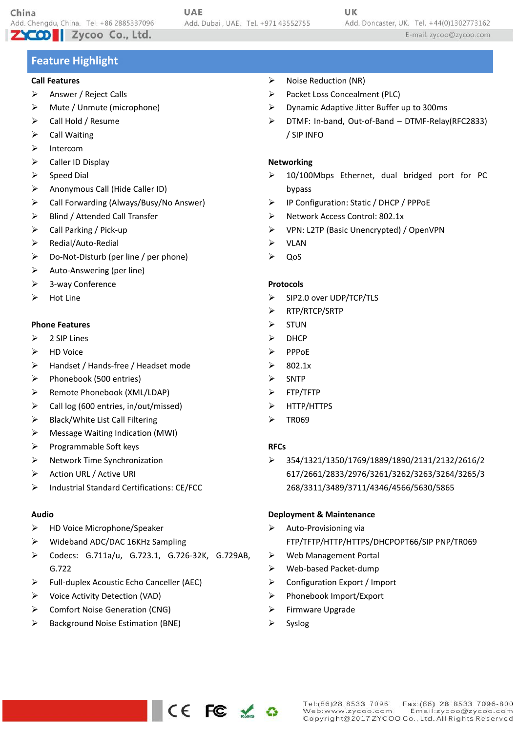## Feature Highlight

**Call Features**

- Answer / Reject Calls
- Mute / Unmute (microphone)
- Call Hold / Resume
- Call Waiting
- Intercom
- Caller ID Display
- Speed Dial
- Anonymous Call (Hide Caller ID)
- Call Forwarding (Always/Busy/No Answer)
- Blind / Attended Call Transfer
- Call Parking / Pick-up
- Redial/Auto-Redial
- Do-Not-Disturb (per line / per phone)
- Auto-Answering (per line)
- 3-way Conference
- Hot Line

**Phone Features**

- 2 SIP Lines
- HD Voice
- Handset / Hands-free / Headset mode
- Phonebook (500 entries)
- Remote Phonebook (XML/LDAP)
- Call log (600 entries, in/out/missed)
- Black/White List Call Filtering
- Message Waiting Indication (MWI)
- Programmable Soft keys
- Network Time Synchronization
- Action URL / Active URI
- Industrial Standard Certifications: CE/FCC

**Audio**

- HD Voice Microphone/Speaker
- Wideband ADC/DAC 16KHz Sampling
- Codecs: G.711a/u, G.723.1, G.726-32K, G.729AB, G.722
- Full-duplex Acoustic Echo Canceller (AEC)
- Voice Activity Detection (VAD)
- Comfort Noise Generation (CNG)
- Background Noise Estimation (BNE)
- Noise Reduction (NR)
- Packet Loss Concealment (PLC)
- Dynamic Adaptive Jitter Buffer up to 300ms
- DTMF: In-band, Out-of-Band – DTMF-Relay(RFC2833) / SIP INFO

**Networking**

- 10/100Mbps Ethernet, dual bridged port for PC bypass
- IP Configuration: Static / DHCP / PPPoE
- Network Access Control: 802.1x
- VPN: L2TP (Basic Unencrypted) / OpenVPN
- VLAN
- QoS

**Protocols**

- SIP2.0 over UDP/TCP/TLS
- RTP/RTCP/SRTP
- STUN
- DHCP
- PPPoE
- 802.1x
- SNTP
- FTP/TFTP
- HTTP/HTTPS
- TR069

**RFCs**

- 354/1321/1350/1769/1889/1890/2131/2132/2616/2617/2661/2833/2976/3261/3262/3263/3264/3265/3268/3311/3489/3711/4346/4566/5630/5865

**Deployment & Maintenance**

- Auto-Provisioning via FTP/TFTP/HTTP/HTTPS/DHCPOPT66/SIP PNP/TR069
- Web Management Portal
- Web-based Packet-dump
- Configuration Export / Import
- Phonebook Import/Export
- Firmware Upgrade
- Syslog